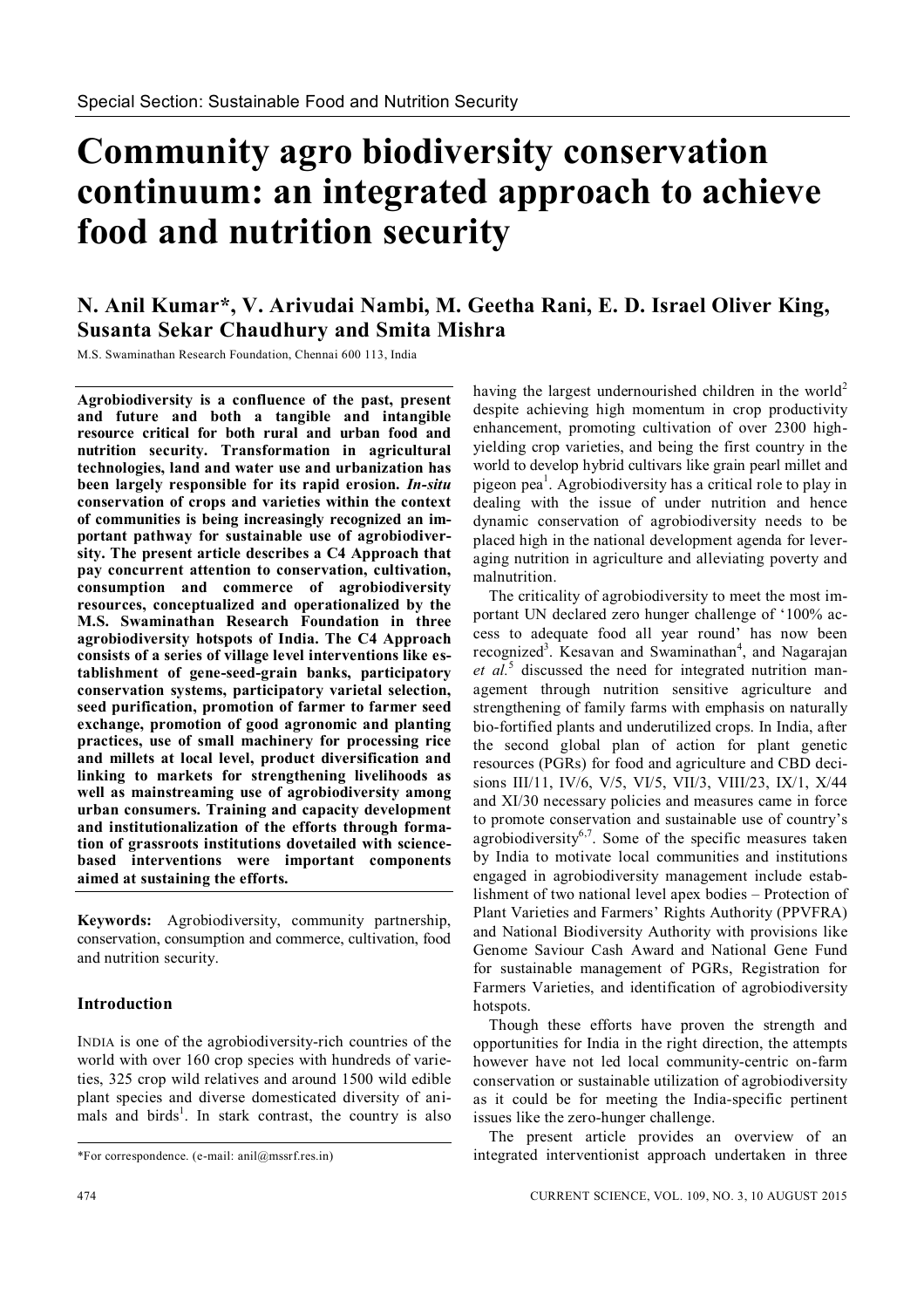Special Section: Sustainable Food and Nutrition Security

# Community agro biodiversity conservation continuum: an integrated approach to achieve food and nutrition security

**N. Anil Kumar*, V. Arivudai Nambi, M. Geetha Rani, E. D. Israel Oliver King, Susanta Sekar Chaudhury and Smita Mishra**

M.S. Swaminathan Research Foundation, Chennai 600 113, India

**Agrobiodiversity is a confluence of the past, present and future and both a tangible and intangible resource critical for both rural and urban food and nutrition security. Transformation in agricultural technologies, land and water use and urbanization has been largely responsible for its rapid erosion. *In-situ* conservation of crops and varieties within the context of communities is being increasingly recognized an important pathway for sustainable use of agrobiodiversity. The present article describes a C4 Approach that pay concurrent attention to conservation, cultivation, consumption and commerce of agrobiodiversity resources, conceptualized and operationalized by the M.S. Swaminathan Research Foundation in three agrobiodiversity hotspots of India. The C4 Approach consists of a series of village level interventions like establishment of gene-seed-grain banks, participatory conservation systems, participatory varietal selection, seed purification, promotion of farmer to farmer seed exchange, promotion of good agronomic and planting practices, use of small machinery for processing rice and millets at local level, product diversification and linking to markets for strengthening livelihoods as well as mainstreaming use of agrobiodiversity among urban consumers. Training and capacity development and institutionalization of the efforts through formation of grassroots institutions dovetailed with science-based interventions were important components aimed at sustaining the efforts.**

**Keywords:** Agrobiodiversity, community partnership, conservation, consumption and commerce, cultivation, food and nutrition security.

## Introduction

INDIA is one of the agrobiodiversity-rich countries of the world with over 160 crop species with hundreds of varieties, 325 crop wild relatives and around 1500 wild edible plant species and diverse domesticated diversity of animals and birds[1]. In stark contrast, the country is also having the largest undernourished children in the world[2] despite achieving high momentum in crop productivity enhancement, promoting cultivation of over 2300 high-yielding crop varieties, and being the first country in the world to develop hybrid cultivars like grain pearl millet and pigeon pea[1]. Agrobiodiversity has a critical role to play in dealing with the issue of under nutrition and hence dynamic conservation of agrobiodiversity needs to be placed high in the national development agenda for leveraging nutrition in agriculture and alleviating poverty and malnutrition.

The criticality of agrobiodiversity to meet the most important UN declared zero hunger challenge of '100% access to adequate food all year round' has now been recognized[3]. Kesavan and Swaminathan[4], and Nagarajan *et al.*[5] discussed the need for integrated nutrition management through nutrition sensitive agriculture and strengthening of family farms with emphasis on naturally bio-fortified plants and underutilized crops. In India, after the second global plan of action for plant genetic resources (PGRs) for food and agriculture and CBD decisions III/11, IV/6, V/5, VI/5, VII/3, VIII/23, IX/1, X/44 and XI/30 necessary policies and measures came in force to promote conservation and sustainable use of country's agrobiodiversity[6,7]. Some of the specific measures taken by India to motivate local communities and institutions engaged in agrobiodiversity management include establishment of two national level apex bodies – Protection of Plant Varieties and Farmers' Rights Authority (PPVFRA) and National Biodiversity Authority with provisions like Genome Saviour Cash Award and National Gene Fund for sustainable management of PGRs, Registration for Farmers Varieties, and identification of agrobiodiversity hotspots.

Though these efforts have proven the strength and opportunities for India in the right direction, the attempts however have not led local community-centric on-farm conservation or sustainable utilization of agrobiodiversity as it could be for meeting the India-specific pertinent issues like the zero-hunger challenge.

The present article provides an overview of an integrated interventionist approach undertaken in three

*For correspondence. (e-mail: anil@mssrf.res.in)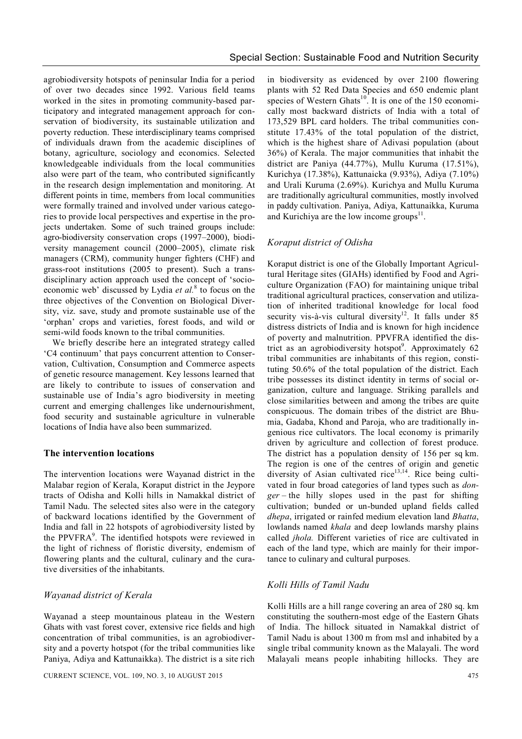agrobiodiversity hotspots of peninsular India for a period of over two decades since 1992. Various field teams worked in the sites in promoting community-based participatory and integrated management approach for conservation of biodiversity, its sustainable utilization and poverty reduction. These interdisciplinary teams comprised of individuals drawn from the academic disciplines of botany, agriculture, sociology and economics. Selected knowledgeable individuals from the local communities also were part of the team, who contributed significantly in the research design implementation and monitoring. At different points in time, members from local communities were formally trained and involved under various categories to provide local perspectives and expertise in the projects undertaken. Some of such trained groups include: agro-biodiversity conservation crops (1997–2000), biodiversity management council (2000–2005), climate risk managers (CRM), community hunger fighters (CHF) and grass-root institutions (2005 to present). Such a transdisciplinary action approach used the concept of 'socioeconomic web' discussed by Lydia *et al.*[8] to focus on the three objectives of the Convention on Biological Diversity, viz. save, study and promote sustainable use of the 'orphan' crops and varieties, forest foods, and wild or semi-wild foods known to the tribal communities.

We briefly describe here an integrated strategy called 'C4 continuum' that pays concurrent attention to Conservation, Cultivation, Consumption and Commerce aspects of genetic resource management. Key lessons learned that are likely to contribute to issues of conservation and sustainable use of India's agro biodiversity in meeting current and emerging challenges like undernourishment, food security and sustainable agriculture in vulnerable locations of India have also been summarized.

## The intervention locations

The intervention locations were Wayanad district in the Malabar region of Kerala, Koraput district in the Jeypore tracts of Odisha and Kolli hills in Namakkal district of Tamil Nadu. The selected sites also were in the category of backward locations identified by the Government of India and fall in 22 hotspots of agrobiodiversity listed by the PPVFRA[9]. The identified hotspots were reviewed in the light of richness of floristic diversity, endemism of flowering plants and the cultural, culinary and the curative diversities of the inhabitants.

### *Wayanad district of Kerala*

Wayanad a steep mountainous plateau in the Western Ghats with vast forest cover, extensive rice fields and high concentration of tribal communities, is an agrobiodiversity and a poverty hotspot (for the tribal communities like Paniya, Adiya and Kattunaikka). The district is a site rich in biodiversity as evidenced by over 2100 flowering plants with 52 Red Data Species and 650 endemic plant species of Western Ghats[10]. It is one of the 150 economically most backward districts of India with a total of 173,529 BPL card holders. The tribal communities constitute 17.43% of the total population of the district, which is the highest share of Adivasi population (about 36%) of Kerala. The major communities that inhabit the district are Paniya (44.77%), Mullu Kuruma (17.51%), Kurichya (17.38%), Kattunaicka (9.93%), Adiya (7.10%) and Urali Kuruma (2.69%). Kurichya and Mullu Kuruma are traditionally agricultural communities, mostly involved in paddy cultivation. Paniya, Adiya, Kattunaikka, Kuruma and Kurichiya are the low income groups[11].

### *Koraput district of Odisha*

Koraput district is one of the Globally Important Agricultural Heritage sites (GIAHs) identified by Food and Agriculture Organization (FAO) for maintaining unique tribal traditional agricultural practices, conservation and utilization of inherited traditional knowledge for local food security vis-à-vis cultural diversity[12]. It falls under 85 distress districts of India and is known for high incidence of poverty and malnutrition. PPVFRA identified the district as an agrobiodiversity hotspot[9]. Approximately 62 tribal communities are inhabitants of this region, constituting 50.6% of the total population of the district. Each tribe possesses its distinct identity in terms of social organization, culture and language. Striking parallels and close similarities between and among the tribes are quite conspicuous. The domain tribes of the district are Bhumia, Gadaba, Khond and Paroja, who are traditionally ingenious rice cultivators. The local economy is primarily driven by agriculture and collection of forest produce. The district has a population density of 156 per sq km. The region is one of the centres of origin and genetic diversity of Asian cultivated rice[13,14]. Rice being cultivated in four broad categories of land types such as *donger* – the hilly slopes used in the past for shifting cultivation; bunded or un-bunded upland fields called *dhepa*, irrigated or rainfed medium elevation land *Bhatta*, lowlands named *khala* and deep lowlands marshy plains called *jhola.* Different varieties of rice are cultivated in each of the land type, which are mainly for their importance to culinary and cultural purposes.

### *Kolli Hills of Tamil Nadu*

Kolli Hills are a hill range covering an area of 280 sq. km constituting the southern-most edge of the Eastern Ghats of India. The hillock situated in Namakkal district of Tamil Nadu is about 1300 m from msl and inhabited by a single tribal community known as the Malayali. The word Malayali means people inhabiting hillocks. They are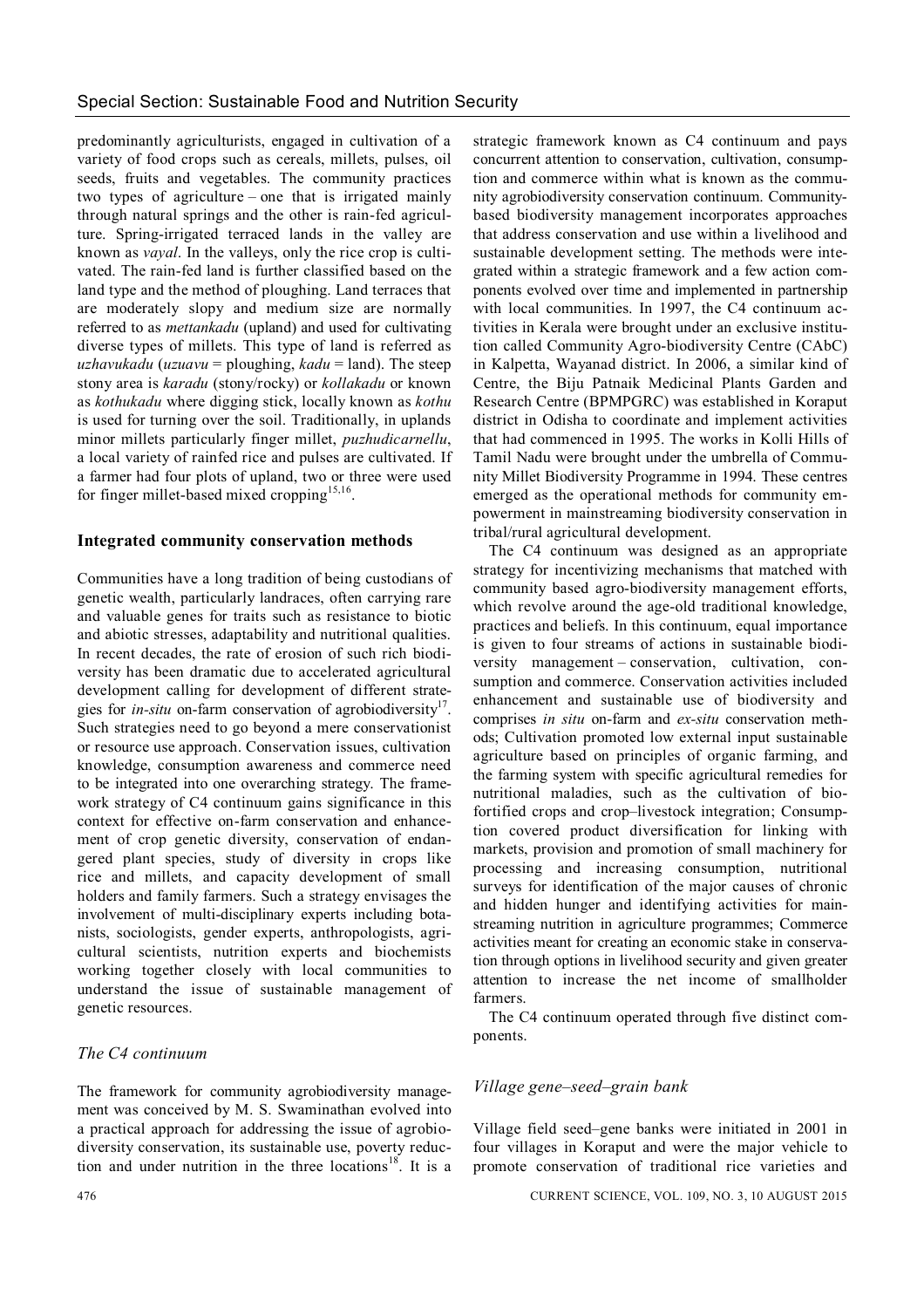predominantly agriculturists, engaged in cultivation of a variety of food crops such as cereals, millets, pulses, oil seeds, fruits and vegetables. The community practices two types of agriculture – one that is irrigated mainly through natural springs and the other is rain-fed agriculture. Spring-irrigated terraced lands in the valley are known as *vayal*. In the valleys, only the rice crop is cultivated. The rain-fed land is further classified based on the land type and the method of ploughing. Land terraces that are moderately slopy and medium size are normally referred to as *mettankadu* (upland) and used for cultivating diverse types of millets. This type of land is referred as *uzhavukadu* (*uzuavu* = ploughing, *kadu* = land). The steep stony area is *karadu* (stony/rocky) or *kollakadu* or known as *kothukadu* where digging stick, locally known as *kothu* is used for turning over the soil. Traditionally, in uplands minor millets particularly finger millet, *puzhudicarnellu*, a local variety of rainfed rice and pulses are cultivated. If a farmer had four plots of upland, two or three were used for finger millet-based mixed cropping[15,16].

## Integrated community conservation methods

Communities have a long tradition of being custodians of genetic wealth, particularly landraces, often carrying rare and valuable genes for traits such as resistance to biotic and abiotic stresses, adaptability and nutritional qualities. In recent decades, the rate of erosion of such rich biodiversity has been dramatic due to accelerated agricultural development calling for development of different strategies for *in-situ* on-farm conservation of agrobiodiversity[17]. Such strategies need to go beyond a mere conservationist or resource use approach. Conservation issues, cultivation knowledge, consumption awareness and commerce need to be integrated into one overarching strategy. The framework strategy of C4 continuum gains significance in this context for effective on-farm conservation and enhancement of crop genetic diversity, conservation of endangered plant species, study of diversity in crops like rice and millets, and capacity development of small holders and family farmers. Such a strategy envisages the involvement of multi-disciplinary experts including botanists, sociologists, gender experts, anthropologists, agricultural scientists, nutrition experts and biochemists working together closely with local communities to understand the issue of sustainable management of genetic resources.

### *The C4 continuum*

The framework for community agrobiodiversity management was conceived by M. S. Swaminathan evolved into a practical approach for addressing the issue of agrobiodiversity conservation, its sustainable use, poverty reduction and under nutrition in the three locations[18]. It is a strategic framework known as C4 continuum and pays concurrent attention to conservation, cultivation, consumption and commerce within what is known as the community agrobiodiversity conservation continuum. Community-based biodiversity management incorporates approaches that address conservation and use within a livelihood and sustainable development setting. The methods were integrated within a strategic framework and a few action components evolved over time and implemented in partnership with local communities. In 1997, the C4 continuum activities in Kerala were brought under an exclusive institution called Community Agro-biodiversity Centre (CAbC) in Kalpetta, Wayanad district. In 2006, a similar kind of Centre, the Biju Patnaik Medicinal Plants Garden and Research Centre (BPMPGRC) was established in Koraput district in Odisha to coordinate and implement activities that had commenced in 1995. The works in Kolli Hills of Tamil Nadu were brought under the umbrella of Community Millet Biodiversity Programme in 1994. These centres emerged as the operational methods for community empowerment in mainstreaming biodiversity conservation in tribal/rural agricultural development.

The C4 continuum was designed as an appropriate strategy for incentivizing mechanisms that matched with community based agro-biodiversity management efforts, which revolve around the age-old traditional knowledge, practices and beliefs. In this continuum, equal importance is given to four streams of actions in sustainable biodiversity management – conservation, cultivation, consumption and commerce. Conservation activities included enhancement and sustainable use of biodiversity and comprises *in situ* on-farm and *ex-situ* conservation methods; Cultivation promoted low external input sustainable agriculture based on principles of organic farming, and the farming system with specific agricultural remedies for nutritional maladies, such as the cultivation of bio-fortified crops and crop–livestock integration; Consumption covered product diversification for linking with markets, provision and promotion of small machinery for processing and increasing consumption, nutritional surveys for identification of the major causes of chronic and hidden hunger and identifying activities for mainstreaming nutrition in agriculture programmes; Commerce activities meant for creating an economic stake in conservation through options in livelihood security and given greater attention to increase the net income of smallholder farmers.

The C4 continuum operated through five distinct components.

### *Village gene–seed–grain bank*

Village field seed–gene banks were initiated in 2001 in four villages in Koraput and were the major vehicle to promote conservation of traditional rice varieties and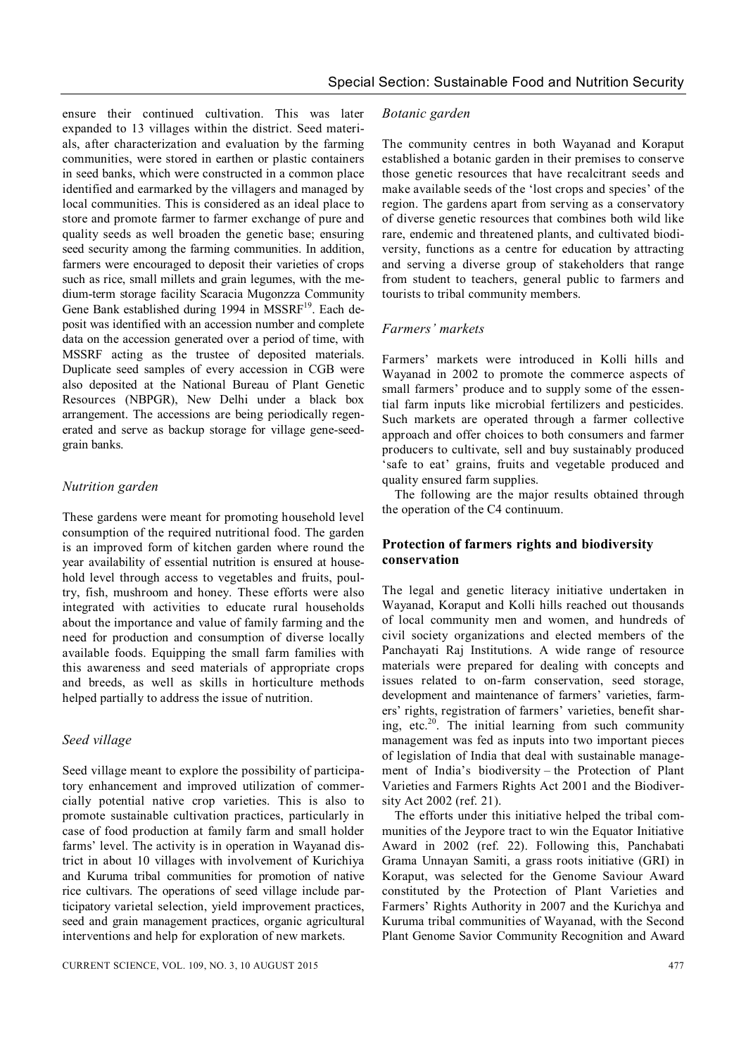ensure their continued cultivation. This was later expanded to 13 villages within the district. Seed materials, after characterization and evaluation by the farming communities, were stored in earthen or plastic containers in seed banks, which were constructed in a common place identified and earmarked by the villagers and managed by local communities. This is considered as an ideal place to store and promote farmer to farmer exchange of pure and quality seeds as well broaden the genetic base; ensuring seed security among the farming communities. In addition, farmers were encouraged to deposit their varieties of crops such as rice, small millets and grain legumes, with the medium-term storage facility Scaracia Mugonzza Community Gene Bank established during 1994 in MSSRF[19]. Each deposit was identified with an accession number and complete data on the accession generated over a period of time, with MSSRF acting as the trustee of deposited materials. Duplicate seed samples of every accession in CGB were also deposited at the National Bureau of Plant Genetic Resources (NBPGR), New Delhi under a black box arrangement. The accessions are being periodically regenerated and serve as backup storage for village gene-seed-grain banks.

### *Nutrition garden*

These gardens were meant for promoting household level consumption of the required nutritional food. The garden is an improved form of kitchen garden where round the year availability of essential nutrition is ensured at household level through access to vegetables and fruits, poultry, fish, mushroom and honey. These efforts were also integrated with activities to educate rural households about the importance and value of family farming and the need for production and consumption of diverse locally available foods. Equipping the small farm families with this awareness and seed materials of appropriate crops and breeds, as well as skills in horticulture methods helped partially to address the issue of nutrition.

### *Seed village*

Seed village meant to explore the possibility of participatory enhancement and improved utilization of commercially potential native crop varieties. This is also to promote sustainable cultivation practices, particularly in case of food production at family farm and small holder farms' level. The activity is in operation in Wayanad district in about 10 villages with involvement of Kurichiya and Kuruma tribal communities for promotion of native rice cultivars. The operations of seed village include participatory varietal selection, yield improvement practices, seed and grain management practices, organic agricultural interventions and help for exploration of new markets.

### *Botanic garden*

The community centres in both Wayanad and Koraput established a botanic garden in their premises to conserve those genetic resources that have recalcitrant seeds and make available seeds of the 'lost crops and species' of the region. The gardens apart from serving as a conservatory of diverse genetic resources that combines both wild like rare, endemic and threatened plants, and cultivated biodiversity, functions as a centre for education by attracting and serving a diverse group of stakeholders that range from student to teachers, general public to farmers and tourists to tribal community members.

### *Farmers' markets*

Farmers' markets were introduced in Kolli hills and Wayanad in 2002 to promote the commerce aspects of small farmers' produce and to supply some of the essential farm inputs like microbial fertilizers and pesticides. Such markets are operated through a farmer collective approach and offer choices to both consumers and farmer producers to cultivate, sell and buy sustainably produced 'safe to eat' grains, fruits and vegetable produced and quality ensured farm supplies.

The following are the major results obtained through the operation of the C4 continuum.

## Protection of farmers rights and biodiversity conservation

The legal and genetic literacy initiative undertaken in Wayanad, Koraput and Kolli hills reached out thousands of local community men and women, and hundreds of civil society organizations and elected members of the Panchayati Raj Institutions. A wide range of resource materials were prepared for dealing with concepts and issues related to on-farm conservation, seed storage, development and maintenance of farmers' varieties, farmers' rights, registration of farmers' varieties, benefit sharing, etc.[20]. The initial learning from such community management was fed as inputs into two important pieces of legislation of India that deal with sustainable management of India's biodiversity – the Protection of Plant Varieties and Farmers Rights Act 2001 and the Biodiversity Act 2002 (ref. 21).

The efforts under this initiative helped the tribal communities of the Jeypore tract to win the Equator Initiative Award in 2002 (ref. 22). Following this, Panchabati Grama Unnayan Samiti, a grass roots initiative (GRI) in Koraput, was selected for the Genome Saviour Award constituted by the Protection of Plant Varieties and Farmers' Rights Authority in 2007 and the Kurichya and Kuruma tribal communities of Wayanad, with the Second Plant Genome Savior Community Recognition and Award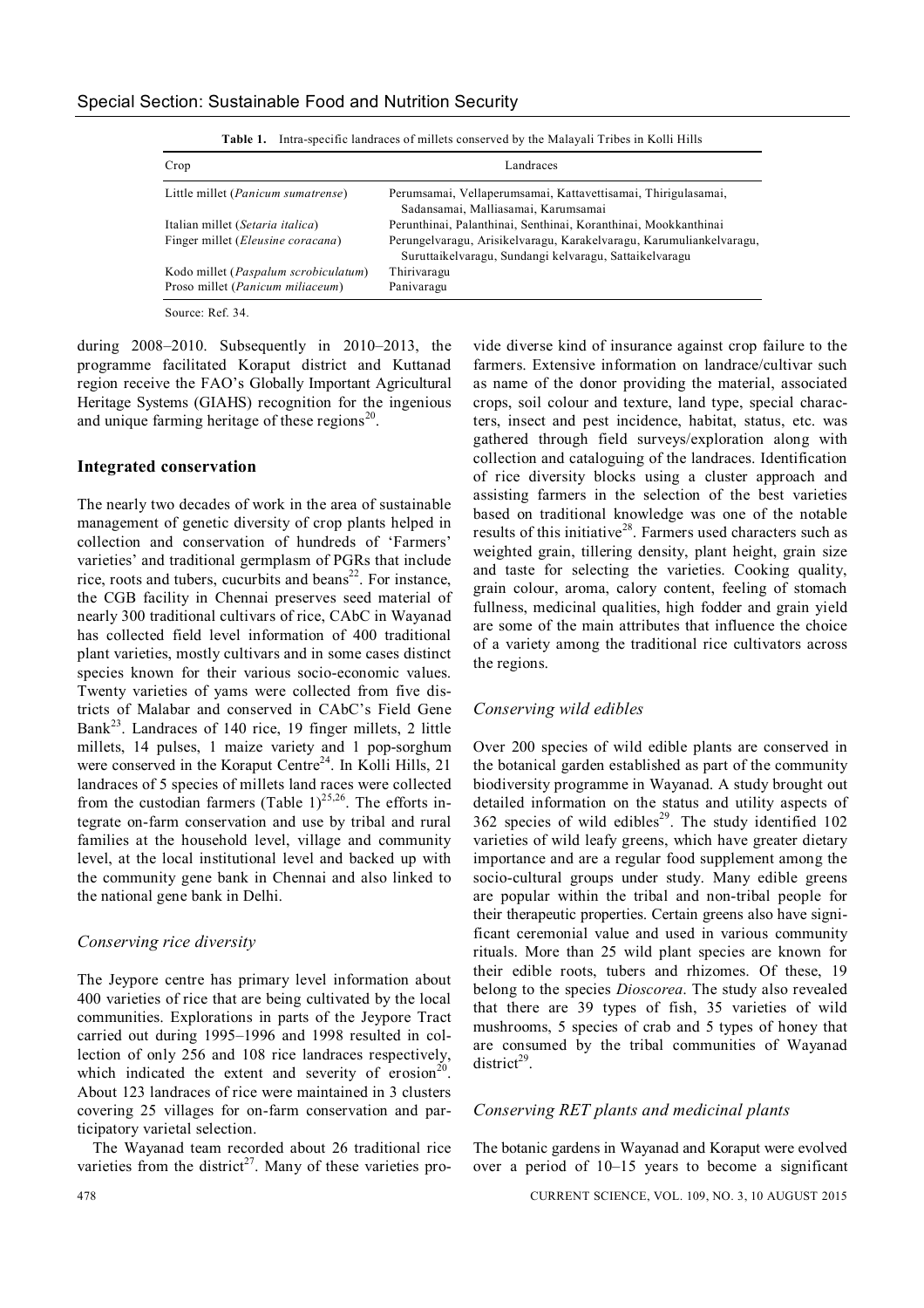**Table 1.** Intra-specific landraces of millets conserved by the Malayali Tribes in Kolli Hills

| Crop | Landraces |
|---|---|
| Little millet (*Panicum sumatrense*) | Perumsamai, Vellaperumsamai, Kattavettisamai, Thirigulasamai, Sadansamai, Malliasamai, Karumsamai |
| Italian millet (*Setaria italica*) | Perunthinai, Palanthinai, Senthinai, Koranthinai, Mookkanthinai |
| Finger millet (*Eleusine coracana*) | Perungelvaragu, Arisikelvaragu, Karakelvaragu, Karumuliankelvaragu, Suruttaikelvaragu, Sundangi kelvaragu, Sattaikelvaragu |
| Kodo millet (*Paspalum scrobiculatum*) | Thirivaragu |
| Proso millet (*Panicum miliaceum*) | Panivaragu |

Source: Ref. 34.

during 2008–2010. Subsequently in 2010–2013, the programme facilitated Koraput district and Kuttanad region receive the FAO's Globally Important Agricultural Heritage Systems (GIAHS) recognition for the ingenious and unique farming heritage of these regions[20].

## Integrated conservation

The nearly two decades of work in the area of sustainable management of genetic diversity of crop plants helped in collection and conservation of hundreds of 'Farmers' varieties' and traditional germplasm of PGRs that include rice, roots and tubers, cucurbits and beans[22]. For instance, the CGB facility in Chennai preserves seed material of nearly 300 traditional cultivars of rice, CAbC in Wayanad has collected field level information of 400 traditional plant varieties, mostly cultivars and in some cases distinct species known for their various socio-economic values. Twenty varieties of yams were collected from five districts of Malabar and conserved in CAbC's Field Gene Bank[23]. Landraces of 140 rice, 19 finger millets, 2 little millets, 14 pulses, 1 maize variety and 1 pop-sorghum were conserved in the Koraput Centre[24]. In Kolli Hills, 21 landraces of 5 species of millets land races were collected from the custodian farmers (Table 1)[25,26]. The efforts integrate on-farm conservation and use by tribal and rural families at the household level, village and community level, at the local institutional level and backed up with the community gene bank in Chennai and also linked to the national gene bank in Delhi.

### *Conserving rice diversity*

The Jeypore centre has primary level information about 400 varieties of rice that are being cultivated by the local communities. Explorations in parts of the Jeypore Tract carried out during 1995–1996 and 1998 resulted in collection of only 256 and 108 rice landraces respectively, which indicated the extent and severity of erosion[20]. About 123 landraces of rice were maintained in 3 clusters covering 25 villages for on-farm conservation and participatory varietal selection.

The Wayanad team recorded about 26 traditional rice varieties from the district[27]. Many of these varieties provide diverse kind of insurance against crop failure to the farmers. Extensive information on landrace/cultivar such as name of the donor providing the material, associated crops, soil colour and texture, land type, special characters, insect and pest incidence, habitat, status, etc. was gathered through field surveys/exploration along with collection and cataloguing of the landraces. Identification of rice diversity blocks using a cluster approach and assisting farmers in the selection of the best varieties based on traditional knowledge was one of the notable results of this initiative[28]. Farmers used characters such as weighted grain, tillering density, plant height, grain size and taste for selecting the varieties. Cooking quality, grain colour, aroma, calory content, feeling of stomach fullness, medicinal qualities, high fodder and grain yield are some of the main attributes that influence the choice of a variety among the traditional rice cultivators across the regions.

### *Conserving wild edibles*

Over 200 species of wild edible plants are conserved in the botanical garden established as part of the community biodiversity programme in Wayanad. A study brought out detailed information on the status and utility aspects of 362 species of wild edibles[29]. The study identified 102 varieties of wild leafy greens, which have greater dietary importance and are a regular food supplement among the socio-cultural groups under study. Many edible greens are popular within the tribal and non-tribal people for their therapeutic properties. Certain greens also have significant ceremonial value and used in various community rituals. More than 25 wild plant species are known for their edible roots, tubers and rhizomes. Of these, 19 belong to the species *Dioscorea*. The study also revealed that there are 39 types of fish, 35 varieties of wild mushrooms, 5 species of crab and 5 types of honey that are consumed by the tribal communities of Wayanad district[29].

### *Conserving RET plants and medicinal plants*

The botanic gardens in Wayanad and Koraput were evolved over a period of 10–15 years to become a significant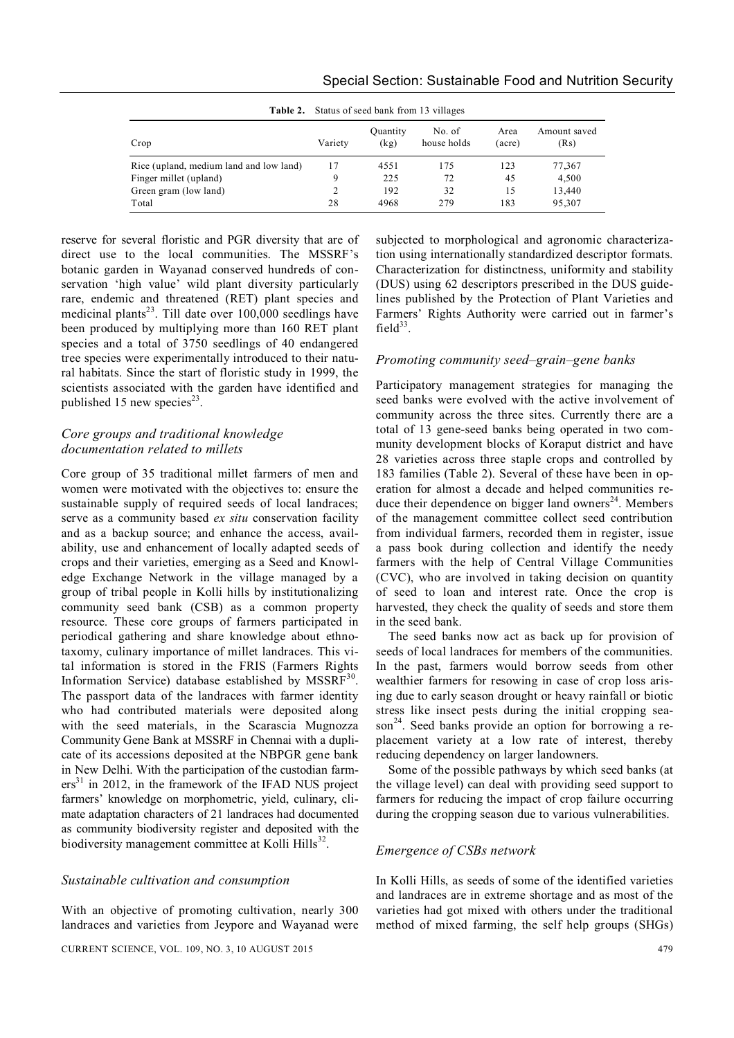**Table 2.** Status of seed bank from 13 villages

| Crop | Variety | Quantity (kg) | No. of house holds | Area (acre) | Amount saved (Rs) |
|---|---|---|---|---|---|
| Rice (upland, medium land and low land) | 17 | 4551 | 175 | 123 | 77,367 |
| Finger millet (upland) | 9 | 225 | 72 | 45 | 4,500 |
| Green gram (low land) | 2 | 192 | 32 | 15 | 13,440 |
| Total | 28 | 4968 | 279 | 183 | 95,307 |

reserve for several floristic and PGR diversity that are of direct use to the local communities. The MSSRF's botanic garden in Wayanad conserved hundreds of conservation 'high value' wild plant diversity particularly rare, endemic and threatened (RET) plant species and medicinal plants[23]. Till date over 100,000 seedlings have been produced by multiplying more than 160 RET plant species and a total of 3750 seedlings of 40 endangered tree species were experimentally introduced to their natural habitats. Since the start of floristic study in 1999, the scientists associated with the garden have identified and published 15 new species[23].

### *Core groups and traditional knowledge documentation related to millets*

Core group of 35 traditional millet farmers of men and women were motivated with the objectives to: ensure the sustainable supply of required seeds of local landraces; serve as a community based *ex situ* conservation facility and as a backup source; and enhance the access, availability, use and enhancement of locally adapted seeds of crops and their varieties, emerging as a Seed and Knowledge Exchange Network in the village managed by a group of tribal people in Kolli hills by institutionalizing community seed bank (CSB) as a common property resource. These core groups of farmers participated in periodical gathering and share knowledge about ethnotaxomy, culinary importance of millet landraces. This vital information is stored in the FRIS (Farmers Rights Information Service) database established by MSSRF[30]. The passport data of the landraces with farmer identity who had contributed materials were deposited along with the seed materials, in the Scarascia Mugnozza Community Gene Bank at MSSRF in Chennai with a duplicate of its accessions deposited at the NBPGR gene bank in New Delhi. With the participation of the custodian farmers[31] in 2012, in the framework of the IFAD NUS project farmers' knowledge on morphometric, yield, culinary, climate adaptation characters of 21 landraces had documented as community biodiversity register and deposited with the biodiversity management committee at Kolli Hills[32].

### *Sustainable cultivation and consumption*

With an objective of promoting cultivation, nearly 300 landraces and varieties from Jeypore and Wayanad were subjected to morphological and agronomic characterization using internationally standardized descriptor formats. Characterization for distinctness, uniformity and stability (DUS) using 62 descriptors prescribed in the DUS guidelines published by the Protection of Plant Varieties and Farmers' Rights Authority were carried out in farmer's field[33].

### *Promoting community seed–grain–gene banks*

Participatory management strategies for managing the seed banks were evolved with the active involvement of community across the three sites. Currently there are a total of 13 gene-seed banks being operated in two community development blocks of Koraput district and have 28 varieties across three staple crops and controlled by 183 families (Table 2). Several of these have been in operation for almost a decade and helped communities reduce their dependence on bigger land owners[24]. Members of the management committee collect seed contribution from individual farmers, recorded them in register, issue a pass book during collection and identify the needy farmers with the help of Central Village Communities (CVC), who are involved in taking decision on quantity of seed to loan and interest rate. Once the crop is harvested, they check the quality of seeds and store them in the seed bank.

The seed banks now act as back up for provision of seeds of local landraces for members of the communities. In the past, farmers would borrow seeds from other wealthier farmers for resowing in case of crop loss arising due to early season drought or heavy rainfall or biotic stress like insect pests during the initial cropping season[24]. Seed banks provide an option for borrowing a replacement variety at a low rate of interest, thereby reducing dependency on larger landowners.

Some of the possible pathways by which seed banks (at the village level) can deal with providing seed support to farmers for reducing the impact of crop failure occurring during the cropping season due to various vulnerabilities.

### *Emergence of CSBs network*

In Kolli Hills, as seeds of some of the identified varieties and landraces are in extreme shortage and as most of the varieties had got mixed with others under the traditional method of mixed farming, the self help groups (SHGs)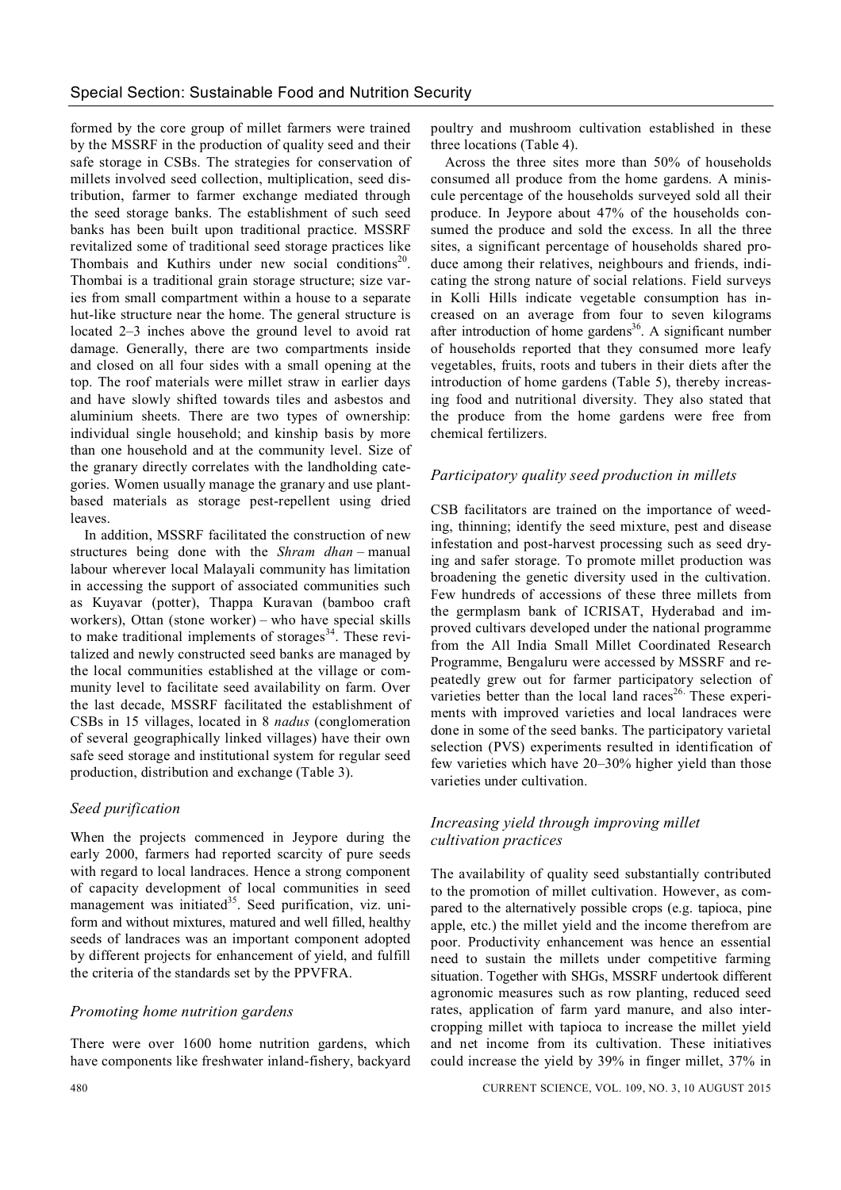formed by the core group of millet farmers were trained by the MSSRF in the production of quality seed and their safe storage in CSBs. The strategies for conservation of millets involved seed collection, multiplication, seed distribution, farmer to farmer exchange mediated through the seed storage banks. The establishment of such seed banks has been built upon traditional practice. MSSRF revitalized some of traditional seed storage practices like Thombais and Kuthirs under new social conditions[20]. Thombai is a traditional grain storage structure; size varies from small compartment within a house to a separate hut-like structure near the home. The general structure is located 2–3 inches above the ground level to avoid rat damage. Generally, there are two compartments inside and closed on all four sides with a small opening at the top. The roof materials were millet straw in earlier days and have slowly shifted towards tiles and asbestos and aluminium sheets. There are two types of ownership: individual single household; and kinship basis by more than one household and at the community level. Size of the granary directly correlates with the landholding categories. Women usually manage the granary and use plant-based materials as storage pest-repellent using dried leaves.

In addition, MSSRF facilitated the construction of new structures being done with the *Shram dhan* – manual labour wherever local Malayali community has limitation in accessing the support of associated communities such as Kuyavar (potter), Thappa Kuravan (bamboo craft workers), Ottan (stone worker) – who have special skills to make traditional implements of storages[34]. These revitalized and newly constructed seed banks are managed by the local communities established at the village or community level to facilitate seed availability on farm. Over the last decade, MSSRF facilitated the establishment of CSBs in 15 villages, located in 8 *nadus* (conglomeration of several geographically linked villages) have their own safe seed storage and institutional system for regular seed production, distribution and exchange (Table 3).

### *Seed purification*

When the projects commenced in Jeypore during the early 2000, farmers had reported scarcity of pure seeds with regard to local landraces. Hence a strong component of capacity development of local communities in seed management was initiated[35]. Seed purification, viz. uniform and without mixtures, matured and well filled, healthy seeds of landraces was an important component adopted by different projects for enhancement of yield, and fulfill the criteria of the standards set by the PPVFRA.

### *Promoting home nutrition gardens*

There were over 1600 home nutrition gardens, which have components like freshwater inland-fishery, backyard poultry and mushroom cultivation established in these three locations (Table 4).

Across the three sites more than 50% of households consumed all produce from the home gardens. A miniscule percentage of the households surveyed sold all their produce. In Jeypore about 47% of the households consumed the produce and sold the excess. In all the three sites, a significant percentage of households shared produce among their relatives, neighbours and friends, indicating the strong nature of social relations. Field surveys in Kolli Hills indicate vegetable consumption has increased on an average from four to seven kilograms after introduction of home gardens[36]. A significant number of households reported that they consumed more leafy vegetables, fruits, roots and tubers in their diets after the introduction of home gardens (Table 5), thereby increasing food and nutritional diversity. They also stated that the produce from the home gardens were free from chemical fertilizers.

### *Participatory quality seed production in millets*

CSB facilitators are trained on the importance of weeding, thinning; identify the seed mixture, pest and disease infestation and post-harvest processing such as seed drying and safer storage. To promote millet production was broadening the genetic diversity used in the cultivation. Few hundreds of accessions of these three millets from the germplasm bank of ICRISAT, Hyderabad and improved cultivars developed under the national programme from the All India Small Millet Coordinated Research Programme, Bengaluru were accessed by MSSRF and repeatedly grew out for farmer participatory selection of varieties better than the local land races[26]. These experiments with improved varieties and local landraces were done in some of the seed banks. The participatory varietal selection (PVS) experiments resulted in identification of few varieties which have 20–30% higher yield than those varieties under cultivation.

### *Increasing yield through improving millet cultivation practices*

The availability of quality seed substantially contributed to the promotion of millet cultivation. However, as compared to the alternatively possible crops (e.g. tapioca, pine apple, etc.) the millet yield and the income therefrom are poor. Productivity enhancement was hence an essential need to sustain the millets under competitive farming situation. Together with SHGs, MSSRF undertook different agronomic measures such as row planting, reduced seed rates, application of farm yard manure, and also intercropping millet with tapioca to increase the millet yield and net income from its cultivation. These initiatives could increase the yield by 39% in finger millet, 37% in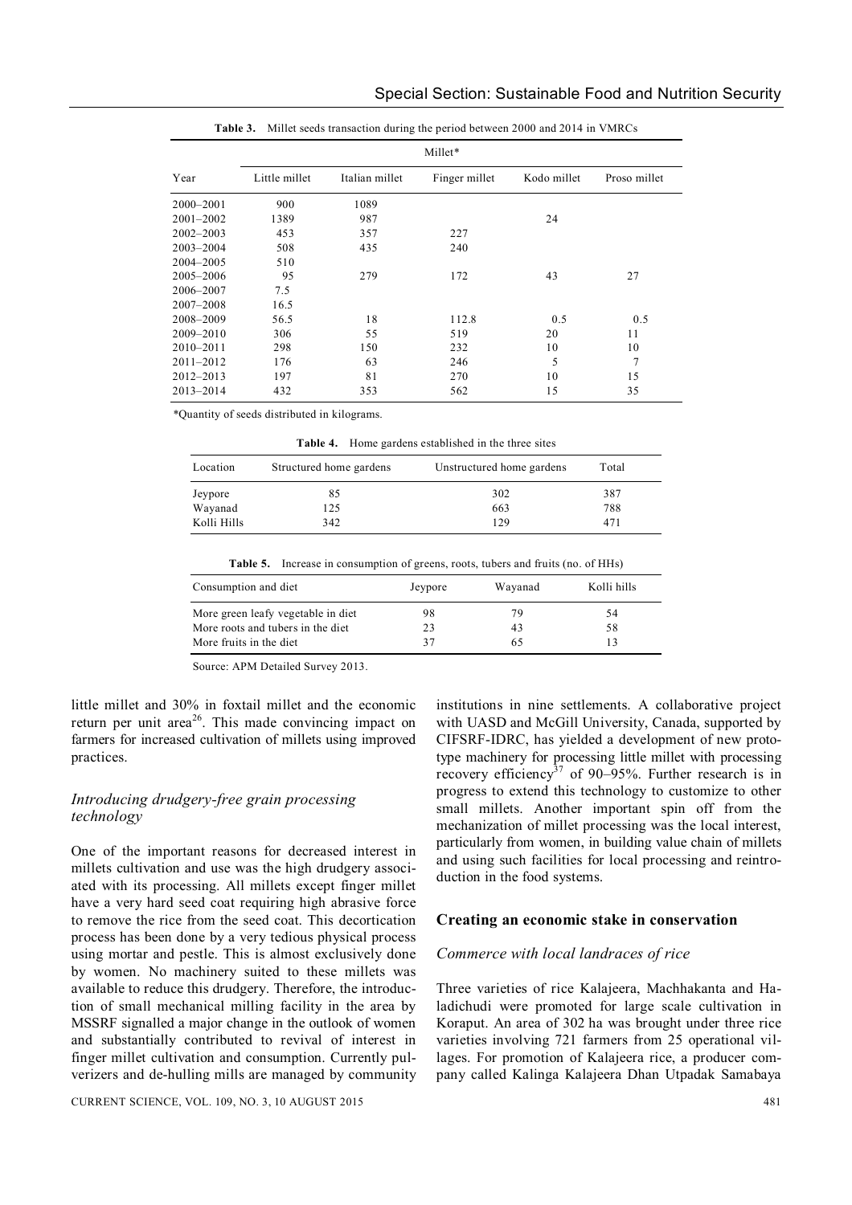**Table 3.** Millet seeds transaction during the period between 2000 and 2014 in VMRCs

| Year | Millet* | | | | |
|---|---|---|---|---|---|
| | Little millet | Italian millet | Finger millet | Kodo millet | Proso millet |
| 2000–2001 | 900 | 1089 | | | |
| 2001–2002 | 1389 | 987 | | 24 | |
| 2002–2003 | 453 | 357 | 227 | | |
| 2003–2004 | 508 | 435 | 240 | | |
| 2004–2005 | 510 | | | | |
| 2005–2006 | 95 | 279 | 172 | 43 | 27 |
| 2006–2007 | 7.5 | | | | |
| 2007–2008 | 16.5 | | | | |
| 2008–2009 | 56.5 | 18 | 112.8 | 0.5 | 0.5 |
| 2009–2010 | 306 | 55 | 519 | 20 | 11 |
| 2010–2011 | 298 | 150 | 232 | 10 | 10 |
| 2011–2012 | 176 | 63 | 246 | 5 | 7 |
| 2012–2013 | 197 | 81 | 270 | 10 | 15 |
| 2013–2014 | 432 | 353 | 562 | 15 | 35 |

*Quantity of seeds distributed in kilograms.

**Table 4.** Home gardens established in the three sites

| Location | Structured home gardens | Unstructured home gardens | Total |
|---|---|---|---|
| Jeypore | 85 | 302 | 387 |
| Wayanad | 125 | 663 | 788 |
| Kolli Hills | 342 | 129 | 471 |

**Table 5.** Increase in consumption of greens, roots, tubers and fruits (no. of HHs)

| Consumption and diet | Jeypore | Wayanad | Kolli hills |
|---|---|---|---|
| More green leafy vegetable in diet | 98 | 79 | 54 |
| More roots and tubers in the diet | 23 | 43 | 58 |
| More fruits in the diet | 37 | 65 | 13 |

Source: APM Detailed Survey 2013.

little millet and 30% in foxtail millet and the economic return per unit area[26]. This made convincing impact on farmers for increased cultivation of millets using improved practices.

### *Introducing drudgery-free grain processing technology*

One of the important reasons for decreased interest in millets cultivation and use was the high drudgery associated with its processing. All millets except finger millet have a very hard seed coat requiring high abrasive force to remove the rice from the seed coat. This decortication process has been done by a very tedious physical process using mortar and pestle. This is almost exclusively done by women. No machinery suited to these millets was available to reduce this drudgery. Therefore, the introduction of small mechanical milling facility in the area by MSSRF signalled a major change in the outlook of women and substantially contributed to revival of interest in finger millet cultivation and consumption. Currently pulverizers and de-hulling mills are managed by community institutions in nine settlements. A collaborative project with UASD and McGill University, Canada, supported by CIFSRF-IDRC, has yielded a development of new prototype machinery for processing little millet with processing recovery efficiency[37] of 90–95%. Further research is in progress to extend this technology to customize to other small millets. Another important spin off from the mechanization of millet processing was the local interest, particularly from women, in building value chain of millets and using such facilities for local processing and reintroduction in the food systems.

## Creating an economic stake in conservation

### *Commerce with local landraces of rice*

Three varieties of rice Kalajeera, Machhakanta and Haladichudi were promoted for large scale cultivation in Koraput. An area of 302 ha was brought under three rice varieties involving 721 farmers from 25 operational villages. For promotion of Kalajeera rice, a producer company called Kalinga Kalajeera Dhan Utpadak Samabaya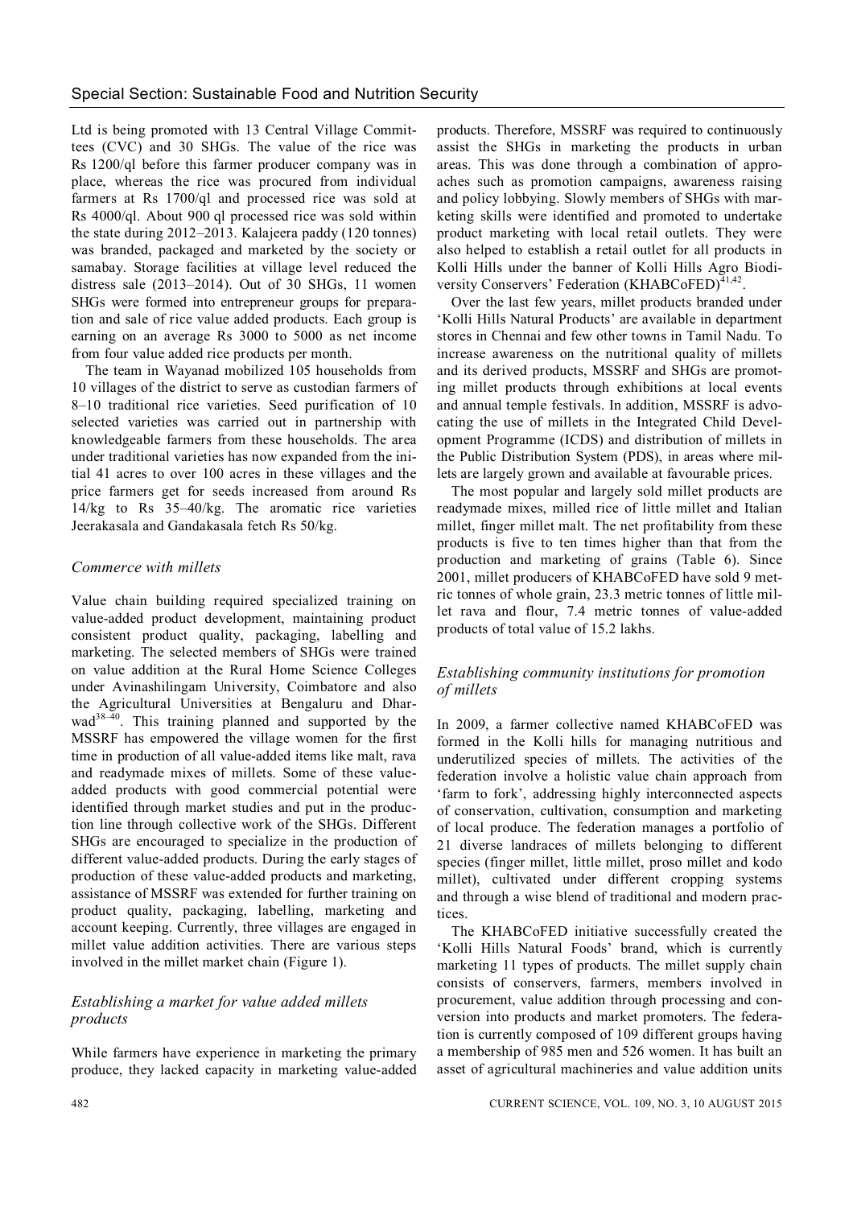Ltd is being promoted with 13 Central Village Committees (CVC) and 30 SHGs. The value of the rice was Rs 1200/ql before this farmer producer company was in place, whereas the rice was procured from individual farmers at Rs 1700/ql and processed rice was sold at Rs 4000/ql. About 900 ql processed rice was sold within the state during 2012–2013. Kalajeera paddy (120 tonnes) was branded, packaged and marketed by the society or samabay. Storage facilities at village level reduced the distress sale (2013–2014). Out of 30 SHGs, 11 women SHGs were formed into entrepreneur groups for preparation and sale of rice value added products. Each group is earning on an average Rs 3000 to 5000 as net income from four value added rice products per month.

The team in Wayanad mobilized 105 households from 10 villages of the district to serve as custodian farmers of 8–10 traditional rice varieties. Seed purification of 10 selected varieties was carried out in partnership with knowledgeable farmers from these households. The area under traditional varieties has now expanded from the initial 41 acres to over 100 acres in these villages and the price farmers get for seeds increased from around Rs 14/kg to Rs 35–40/kg. The aromatic rice varieties Jeerakasala and Gandakasala fetch Rs 50/kg.

### *Commerce with millets*

Value chain building required specialized training on value-added product development, maintaining product consistent product quality, packaging, labelling and marketing. The selected members of SHGs were trained on value addition at the Rural Home Science Colleges under Avinashilingam University, Coimbatore and also the Agricultural Universities at Bengaluru and Dharwad[38–40]. This training planned and supported by the MSSRF has empowered the village women for the first time in production of all value-added items like malt, rava and readymade mixes of millets. Some of these value-added products with good commercial potential were identified through market studies and put in the production line through collective work of the SHGs. Different SHGs are encouraged to specialize in the production of different value-added products. During the early stages of production of these value-added products and marketing, assistance of MSSRF was extended for further training on product quality, packaging, labelling, marketing and account keeping. Currently, three villages are engaged in millet value addition activities. There are various steps involved in the millet market chain (Figure 1).

### *Establishing a market for value added millets products*

While farmers have experience in marketing the primary produce, they lacked capacity in marketing value-added products. Therefore, MSSRF was required to continuously assist the SHGs in marketing the products in urban areas. This was done through a combination of approaches such as promotion campaigns, awareness raising and policy lobbying. Slowly members of SHGs with marketing skills were identified and promoted to undertake product marketing with local retail outlets. They were also helped to establish a retail outlet for all products in Kolli Hills under the banner of Kolli Hills Agro Biodiversity Conservers' Federation (KHABCoFED)[41,42].

Over the last few years, millet products branded under 'Kolli Hills Natural Products' are available in department stores in Chennai and few other towns in Tamil Nadu. To increase awareness on the nutritional quality of millets and its derived products, MSSRF and SHGs are promoting millet products through exhibitions at local events and annual temple festivals. In addition, MSSRF is advocating the use of millets in the Integrated Child Development Programme (ICDS) and distribution of millets in the Public Distribution System (PDS), in areas where millets are largely grown and available at favourable prices.

The most popular and largely sold millet products are readymade mixes, milled rice of little millet and Italian millet, finger millet malt. The net profitability from these products is five to ten times higher than that from the production and marketing of grains (Table 6). Since 2001, millet producers of KHABCoFED have sold 9 metric tonnes of whole grain, 23.3 metric tonnes of little millet rava and flour, 7.4 metric tonnes of value-added products of total value of 15.2 lakhs.

### *Establishing community institutions for promotion of millets*

In 2009, a farmer collective named KHABCoFED was formed in the Kolli hills for managing nutritious and underutilized species of millets. The activities of the federation involve a holistic value chain approach from 'farm to fork', addressing highly interconnected aspects of conservation, cultivation, consumption and marketing of local produce. The federation manages a portfolio of 21 diverse landraces of millets belonging to different species (finger millet, little millet, proso millet and kodo millet), cultivated under different cropping systems and through a wise blend of traditional and modern practices.

The KHABCoFED initiative successfully created the 'Kolli Hills Natural Foods' brand, which is currently marketing 11 types of products. The millet supply chain consists of conservers, farmers, members involved in procurement, value addition through processing and conversion into products and market promoters. The federation is currently composed of 109 different groups having a membership of 985 men and 526 women. It has built an asset of agricultural machineries and value addition units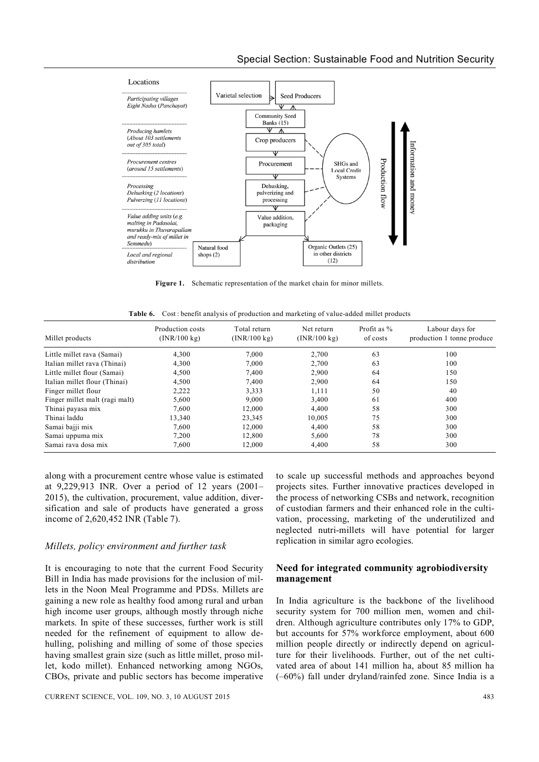Locations

*Participating villages Eight Nadus (Panchayat)*

*Producing hamlets (About 103 settlements out of 305 total)*

*Procurement centres (around 15 settlements)*

*Processing Dehusking (2 locations) Pulverzing (11 locations)*

*Value adding units (e.g. malting in Padasolai, murukku in Thuvarapallam and ready-mix of millet in Semmedu)*

*Local and regional distribution*

Varietal selection → Seed Producers → Community Seed Banks (15) → Crop producers → Procurement → Dehusking, pulverizing and processing → Value addition, packaging → Natural food shops (2); Organic Outlets (25) in other districts (12)

SHGs and Local Credit Systems

Production flow

Information and money

**Figure 1.** Schematic representation of the market chain for minor millets.

**Table 6.** Cost : benefit analysis of production and marketing of value-added millet products

| Millet products | Production costs (INR/100 kg) | Total return (INR/100 kg) | Net return (INR/100 kg) | Profit as % of costs | Labour days for production 1 tonne produce |
|---|---|---|---|---|---|
| Little millet rava (Samai) | 4,300 | 7,000 | 2,700 | 63 | 100 |
| Italian millet rava (Thinai) | 4,300 | 7,000 | 2,700 | 63 | 100 |
| Little millet flour (Samai) | 4,500 | 7,400 | 2,900 | 64 | 150 |
| Italian millet flour (Thinai) | 4,500 | 7,400 | 2,900 | 64 | 150 |
| Finger millet flour | 2,222 | 3,333 | 1,111 | 50 | 40 |
| Finger millet malt (ragi malt) | 5,600 | 9,000 | 3,400 | 61 | 400 |
| Thinai payasa mix | 7,600 | 12,000 | 4,400 | 58 | 300 |
| Thinai laddu | 13,340 | 23,345 | 10,005 | 75 | 300 |
| Samai bajji mix | 7,600 | 12,000 | 4,400 | 58 | 300 |
| Samai uppuma mix | 7,200 | 12,800 | 5,600 | 78 | 300 |
| Samai rava dosa mix | 7,600 | 12,000 | 4,400 | 58 | 300 |

along with a procurement centre whose value is estimated at 9,229,913 INR. Over a period of 12 years (2001–2015), the cultivation, procurement, value addition, diversification and sale of products have generated a gross income of 2,620,452 INR (Table 7).

### *Millets, policy environment and further task*

It is encouraging to note that the current Food Security Bill in India has made provisions for the inclusion of millets in the Noon Meal Programme and PDSs. Millets are gaining a new role as healthy food among rural and urban high income user groups, although mostly through niche markets. In spite of these successes, further work is still needed for the refinement of equipment to allow dehulling, polishing and milling of some of those species having smallest grain size (such as little millet, proso millet, kodo millet). Enhanced networking among NGOs, CBOs, private and public sectors has become imperative to scale up successful methods and approaches beyond projects sites. Further innovative practices developed in the process of networking CSBs and network, recognition of custodian farmers and their enhanced role in the cultivation, processing, marketing of the underutilized and neglected nutri-millets will have potential for larger replication in similar agro ecologies.

## Need for integrated community agrobiodiversity management

In India agriculture is the backbone of the livelihood security system for 700 million men, women and children. Although agriculture contributes only 17% to GDP, but accounts for 57% workforce employment, about 600 million people directly or indirectly depend on agriculture for their livelihoods. Further, out of the net cultivated area of about 141 million ha, about 85 million ha (~60%) fall under dryland/rainfed zone. Since India is a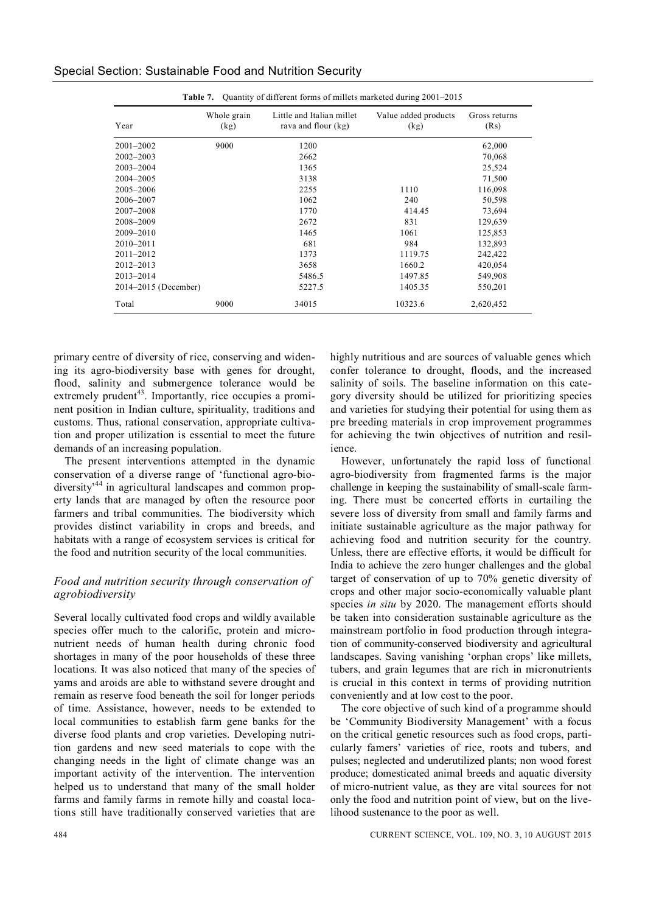**Table 7.** Quantity of different forms of millets marketed during 2001–2015

| Year | Whole grain (kg) | Little and Italian millet rava and flour (kg) | Value added products (kg) | Gross returns (Rs) |
|---|---|---|---|---|
| 2001–2002 | 9000 | 1200 | | 62,000 |
| 2002–2003 | | 2662 | | 70,068 |
| 2003–2004 | | 1365 | | 25,524 |
| 2004–2005 | | 3138 | | 71,500 |
| 2005–2006 | | 2255 | 1110 | 116,098 |
| 2006–2007 | | 1062 | 240 | 50,598 |
| 2007–2008 | | 1770 | 414.45 | 73,694 |
| 2008–2009 | | 2672 | 831 | 129,639 |
| 2009–2010 | | 1465 | 1061 | 125,853 |
| 2010–2011 | | 681 | 984 | 132,893 |
| 2011–2012 | | 1373 | 1119.75 | 242,422 |
| 2012–2013 | | 3658 | 1660.2 | 420,054 |
| 2013–2014 | | 5486.5 | 1497.85 | 549,908 |
| 2014–2015 (December) | | 5227.5 | 1405.35 | 550,201 |
| Total | 9000 | 34015 | 10323.6 | 2,620,452 |

primary centre of diversity of rice, conserving and widening its agro-biodiversity base with genes for drought, flood, salinity and submergence tolerance would be extremely prudent[43]. Importantly, rice occupies a prominent position in Indian culture, spirituality, traditions and customs. Thus, rational conservation, appropriate cultivation and proper utilization is essential to meet the future demands of an increasing population.

The present interventions attempted in the dynamic conservation of a diverse range of 'functional agro-biodiversity'[44] in agricultural landscapes and common property lands that are managed by often the resource poor farmers and tribal communities. The biodiversity which provides distinct variability in crops and breeds, and habitats with a range of ecosystem services is critical for the food and nutrition security of the local communities.

### *Food and nutrition security through conservation of agrobiodiversity*

Several locally cultivated food crops and wildly available species offer much to the calorific, protein and micronutrient needs of human health during chronic food shortages in many of the poor households of these three locations. It was also noticed that many of the species of yams and aroids are able to withstand severe drought and remain as reserve food beneath the soil for longer periods of time. Assistance, however, needs to be extended to local communities to establish farm gene banks for the diverse food plants and crop varieties. Developing nutrition gardens and new seed materials to cope with the changing needs in the light of climate change was an important activity of the intervention. The intervention helped us to understand that many of the small holder farms and family farms in remote hilly and coastal locations still have traditionally conserved varieties that are highly nutritious and are sources of valuable genes which confer tolerance to drought, floods, and the increased salinity of soils. The baseline information on this category diversity should be utilized for prioritizing species and varieties for studying their potential for using them as pre breeding materials in crop improvement programmes for achieving the twin objectives of nutrition and resilience.

However, unfortunately the rapid loss of functional agro-biodiversity from fragmented farms is the major challenge in keeping the sustainability of small-scale farming. There must be concerted efforts in curtailing the severe loss of diversity from small and family farms and initiate sustainable agriculture as the major pathway for achieving food and nutrition security for the country. Unless, there are effective efforts, it would be difficult for India to achieve the zero hunger challenges and the global target of conservation of up to 70% genetic diversity of crops and other major socio-economically valuable plant species *in situ* by 2020. The management efforts should be taken into consideration sustainable agriculture as the mainstream portfolio in food production through integration of community-conserved biodiversity and agricultural landscapes. Saving vanishing 'orphan crops' like millets, tubers, and grain legumes that are rich in micronutrients is crucial in this context in terms of providing nutrition conveniently and at low cost to the poor.

The core objective of such kind of a programme should be 'Community Biodiversity Management' with a focus on the critical genetic resources such as food crops, particularly famers' varieties of rice, roots and tubers, and pulses; neglected and underutilized plants; non wood forest produce; domesticated animal breeds and aquatic diversity of micro-nutrient value, as they are vital sources for not only the food and nutrition point of view, but on the livelihood sustenance to the poor as well.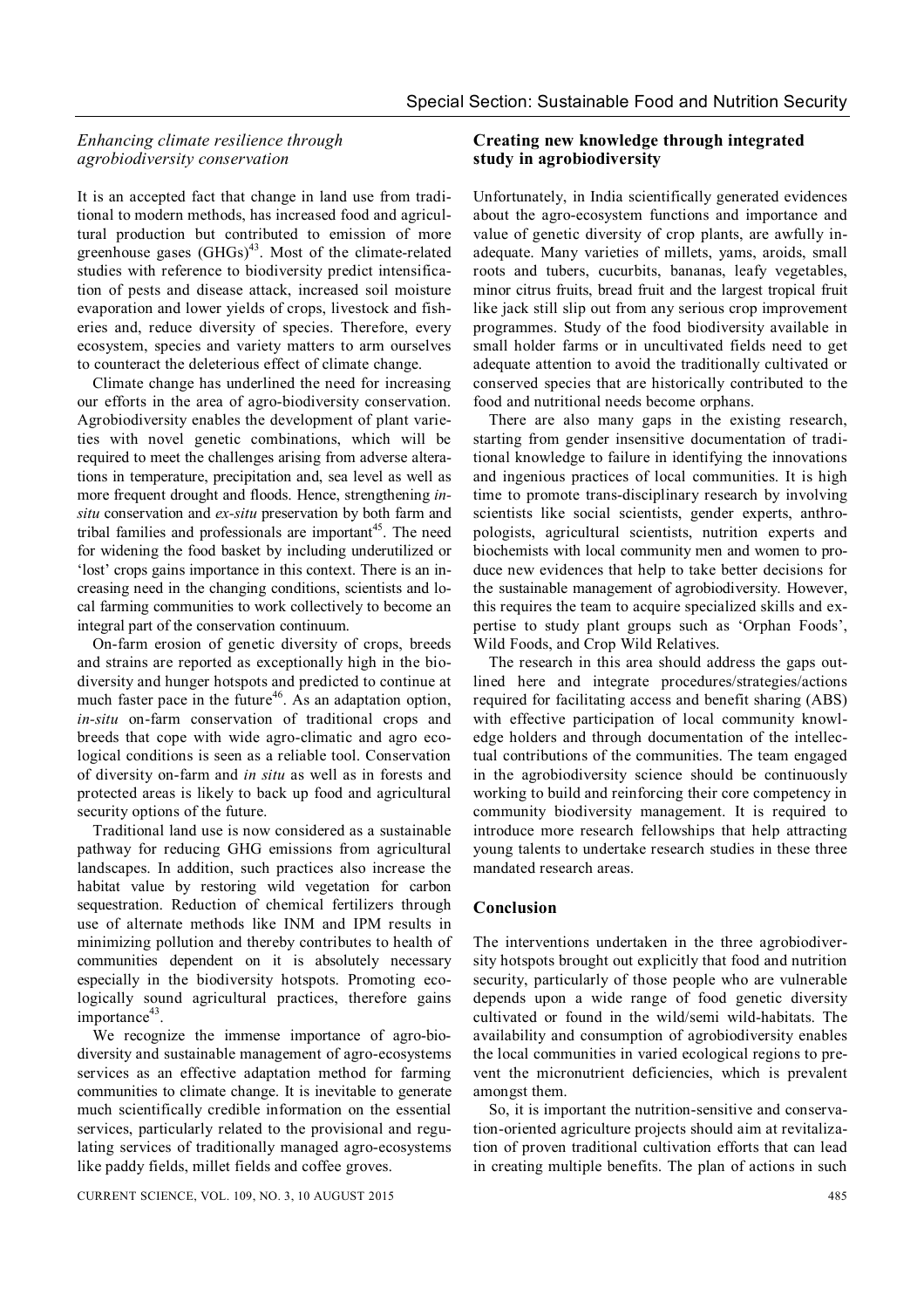### *Enhancing climate resilience through agrobiodiversity conservation*

It is an accepted fact that change in land use from traditional to modern methods, has increased food and agricultural production but contributed to emission of more greenhouse gases (GHGs)[43]. Most of the climate-related studies with reference to biodiversity predict intensification of pests and disease attack, increased soil moisture evaporation and lower yields of crops, livestock and fisheries and, reduce diversity of species. Therefore, every ecosystem, species and variety matters to arm ourselves to counteract the deleterious effect of climate change.

Climate change has underlined the need for increasing our efforts in the area of agro-biodiversity conservation. Agrobiodiversity enables the development of plant varieties with novel genetic combinations, which will be required to meet the challenges arising from adverse alterations in temperature, precipitation and, sea level as well as more frequent drought and floods. Hence, strengthening *in-situ* conservation and *ex-situ* preservation by both farm and tribal families and professionals are important[45]. The need for widening the food basket by including underutilized or 'lost' crops gains importance in this context. There is an increasing need in the changing conditions, scientists and local farming communities to work collectively to become an integral part of the conservation continuum.

On-farm erosion of genetic diversity of crops, breeds and strains are reported as exceptionally high in the biodiversity and hunger hotspots and predicted to continue at much faster pace in the future[46]. As an adaptation option, *in-situ* on-farm conservation of traditional crops and breeds that cope with wide agro-climatic and agro ecological conditions is seen as a reliable tool. Conservation of diversity on-farm and *in situ* as well as in forests and protected areas is likely to back up food and agricultural security options of the future.

Traditional land use is now considered as a sustainable pathway for reducing GHG emissions from agricultural landscapes. In addition, such practices also increase the habitat value by restoring wild vegetation for carbon sequestration. Reduction of chemical fertilizers through use of alternate methods like INM and IPM results in minimizing pollution and thereby contributes to health of communities dependent on it is absolutely necessary especially in the biodiversity hotspots. Promoting ecologically sound agricultural practices, therefore gains importance[43].

We recognize the immense importance of agro-biodiversity and sustainable management of agro-ecosystems services as an effective adaptation method for farming communities to climate change. It is inevitable to generate much scientifically credible information on the essential services, particularly related to the provisional and regulating services of traditionally managed agro-ecosystems like paddy fields, millet fields and coffee groves.

### Creating new knowledge through integrated study in agrobiodiversity

Unfortunately, in India scientifically generated evidences about the agro-ecosystem functions and importance and value of genetic diversity of crop plants, are awfully inadequate. Many varieties of millets, yams, aroids, small roots and tubers, cucurbits, bananas, leafy vegetables, minor citrus fruits, bread fruit and the largest tropical fruit like jack still slip out from any serious crop improvement programmes. Study of the food biodiversity available in small holder farms or in uncultivated fields need to get adequate attention to avoid the traditionally cultivated or conserved species that are historically contributed to the food and nutritional needs become orphans.

There are also many gaps in the existing research, starting from gender insensitive documentation of traditional knowledge to failure in identifying the innovations and ingenious practices of local communities. It is high time to promote trans-disciplinary research by involving scientists like social scientists, gender experts, anthropologists, agricultural scientists, nutrition experts and biochemists with local community men and women to produce new evidences that help to take better decisions for the sustainable management of agrobiodiversity. However, this requires the team to acquire specialized skills and expertise to study plant groups such as 'Orphan Foods', Wild Foods, and Crop Wild Relatives.

The research in this area should address the gaps outlined here and integrate procedures/strategies/actions required for facilitating access and benefit sharing (ABS) with effective participation of local community knowledge holders and through documentation of the intellectual contributions of the communities. The team engaged in the agrobiodiversity science should be continuously working to build and reinforcing their core competency in community biodiversity management. It is required to introduce more research fellowships that help attracting young talents to undertake research studies in these three mandated research areas.

## Conclusion

The interventions undertaken in the three agrobiodiversity hotspots brought out explicitly that food and nutrition security, particularly of those people who are vulnerable depends upon a wide range of food genetic diversity cultivated or found in the wild/semi wild-habitats. The availability and consumption of agrobiodiversity enables the local communities in varied ecological regions to prevent the micronutrient deficiencies, which is prevalent amongst them.

So, it is important the nutrition-sensitive and conservation-oriented agriculture projects should aim at revitalization of proven traditional cultivation efforts that can lead in creating multiple benefits. The plan of actions in such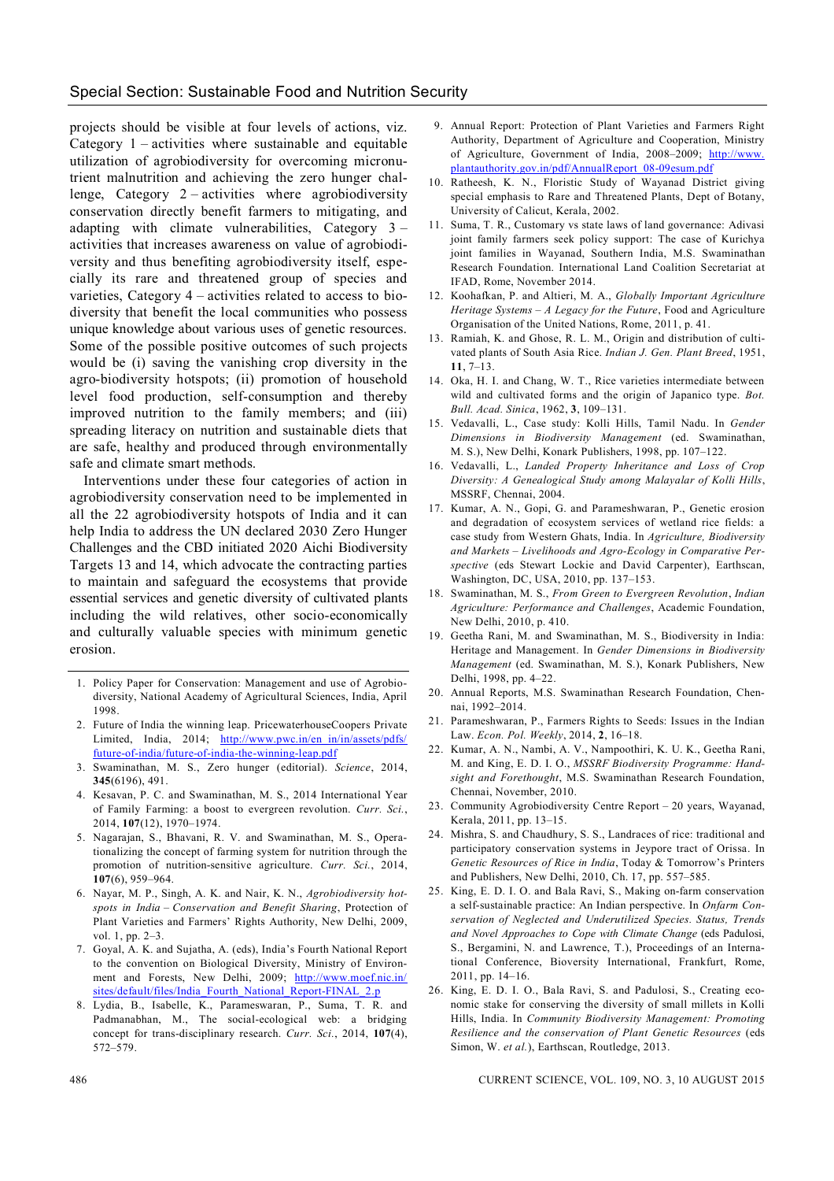projects should be visible at four levels of actions, viz. Category 1 – activities where sustainable and equitable utilization of agrobiodiversity for overcoming micronutrient malnutrition and achieving the zero hunger challenge, Category 2 – activities where agrobiodiversity conservation directly benefit farmers to mitigating, and adapting with climate vulnerabilities, Category 3 – activities that increases awareness on value of agrobiodiversity and thus benefiting agrobiodiversity itself, especially its rare and threatened group of species and varieties, Category 4 – activities related to access to biodiversity that benefit the local communities who possess unique knowledge about various uses of genetic resources. Some of the possible positive outcomes of such projects would be (i) saving the vanishing crop diversity in the agro-biodiversity hotspots; (ii) promotion of household level food production, self-consumption and thereby improved nutrition to the family members; and (iii) spreading literacy on nutrition and sustainable diets that are safe, healthy and produced through environmentally safe and climate smart methods.

Interventions under these four categories of action in agrobiodiversity conservation need to be implemented in all the 22 agrobiodiversity hotspots of India and it can help India to address the UN declared 2030 Zero Hunger Challenges and the CBD initiated 2020 Aichi Biodiversity Targets 13 and 14, which advocate the contracting parties to maintain and safeguard the ecosystems that provide essential services and genetic diversity of cultivated plants including the wild relatives, other socio-economically and culturally valuable species with minimum genetic erosion.

1. Policy Paper for Conservation: Management and use of Agrobiodiversity, National Academy of Agricultural Sciences, India, April 1998.
2. Future of India the winning leap. PricewaterhouseCoopers Private Limited, India, 2014; http://www.pwc.in/en_in/in/assets/pdfs/future-of-india/future-of-india-the-winning-leap.pdf
3. Swaminathan, M. S., Zero hunger (editorial). *Science*, 2014, **345**(6196), 491.
4. Kesavan, P. C. and Swaminathan, M. S., 2014 International Year of Family Farming: a boost to evergreen revolution. *Curr. Sci.*, 2014, **107**(12), 1970–1974.
5. Nagarajan, S., Bhavani, R. V. and Swaminathan, M. S., Operationalizing the concept of farming system for nutrition through the promotion of nutrition-sensitive agriculture. *Curr. Sci.*, 2014, **107**(6), 959–964.
6. Nayar, M. P., Singh, A. K. and Nair, K. N., *Agrobiodiversity hotspots in India – Conservation and Benefit Sharing*, Protection of Plant Varieties and Farmers' Rights Authority, New Delhi, 2009, vol. 1, pp. 2–3.
7. Goyal, A. K. and Sujatha, A. (eds), India's Fourth National Report to the convention on Biological Diversity, Ministry of Environment and Forests, New Delhi, 2009; http://www.moef.nic.in/sites/default/files/India_Fourth_National_Report-FINAL_2.p
8. Lydia, B., Isabelle, K., Parameswaran, P., Suma, T. R. and Padmanabhan, M., The social-ecological web: a bridging concept for trans-disciplinary research. *Curr. Sci.*, 2014, **107**(4), 572–579.
9. Annual Report: Protection of Plant Varieties and Farmers Right Authority, Department of Agriculture and Cooperation, Ministry of Agriculture, Government of India, 2008–2009; http://www.plantauthority.gov.in/pdf/AnnualReport_08-09esum.pdf
10. Ratheesh, K. N., Floristic Study of Wayanad District giving special emphasis to Rare and Threatened Plants, Dept of Botany, University of Calicut, Kerala, 2002.
11. Suma, T. R., Customary vs state laws of land governance: Adivasi joint family farmers seek policy support: The case of Kurichya joint families in Wayanad, Southern India, M.S. Swaminathan Research Foundation. International Land Coalition Secretariat at IFAD, Rome, November 2014.
12. Koohafkan, P. and Altieri, M. A., *Globally Important Agricultural Heritage Systems – A Legacy for the Future*, Food and Agriculture Organisation of the United Nations, Rome, 2011, p. 41.
13. Ramiah, K. and Ghose, R. L. M., Origin and distribution of cultivated plants of South Asia Rice. *Indian J. Gen. Plant Breed*, 1951, **11**, 7–13.
14. Oka, H. I. and Chang, W. T., Rice varieties intermediate between wild and cultivated forms and the origin of Japanico type. *Bot. Bull. Acad. Sinica*, 1962, **3**, 109–131.
15. Vedavalli, L., Case study: Kolli Hills, Tamil Nadu. In *Gender Dimensions in Biodiversity Management* (ed. Swaminathan, M. S.), New Delhi, Konark Publishers, 1998, pp. 107–122.
16. Vedavalli, L., *Landed Property Inheritance and Loss of Crop Diversity: A Genealogical Study among Malayalar of Kolli Hills*, MSSRF, Chennai, 2004.
17. Kumar, A. N., Gopi, G. and Parameshwaran, P., Genetic erosion and degradation of ecosystem services of wetland rice fields: a case study from Western Ghats, India. In *Agriculture, Biodiversity and Markets – Livelihoods and Agro-Ecology in Comparative Perspective* (eds Stewart Lockie and David Carpenter), Earthscan, Washington, DC, USA, 2010, pp. 137–153.
18. Swaminathan, M. S., *From Green to Evergreen Revolution*, *Indian Agriculture: Performance and Challenges*, Academic Foundation, New Delhi, 2010, p. 410.
19. Geetha Rani, M. and Swaminathan, M. S., Biodiversity in India: Heritage and Management. In *Gender Dimensions in Biodiversity Management* (ed. Swaminathan, M. S.), Konark Publishers, New Delhi, 1998, pp. 4–22.
20. Annual Reports, M.S. Swaminathan Research Foundation, Chennai, 1992–2014.
21. Parameshwaran, P., Farmers Rights to Seeds: Issues in the Indian Law. *Econ. Pol. Weekly*, 2014, **2**, 16–18.
22. Kumar, A. N., Nambi, A. V., Nampoothiri, K. U. K., Geetha Rani, M. and King, E. D. I. O., *MSSRF Biodiversity Programme: Handsight and Forethought*, M.S. Swaminathan Research Foundation, Chennai, November, 2010.
23. Community Agrobiodiversity Centre Report – 20 years, Wayanad, Kerala, 2011, pp. 13–15.
24. Mishra, S. and Chaudhury, S. S., Landraces of rice: traditional and participatory conservation systems in Jeypore tract of Orissa. In *Genetic Resources of Rice in India*, Today & Tomorrow's Printers and Publishers, New Delhi, 2010, Ch. 17, pp. 557–585.
25. King, E. D. I. O. and Bala Ravi, S., Making on-farm conservation a self-sustainable practice: An Indian perspective. In *Onfarm Conservation of Neglected and Underutilized Species. Status, Trends and Novel Approaches to Cope with Climate Change* (eds Padulosi, S., Bergamini, N. and Lawrence, T.), Proceedings of an International Conference, Bioversity International, Frankfurt, Rome, 2011, pp. 14–16.
26. King, E. D. I. O., Bala Ravi, S. and Padulosi, S., Creating economic stake for conserving the diversity of small millets in Kolli Hills, India. In *Community Biodiversity Management: Promoting Resilience and the conservation of Plant Genetic Resources* (eds Simon, W. *et al.*), Earthscan, Routledge, 2013.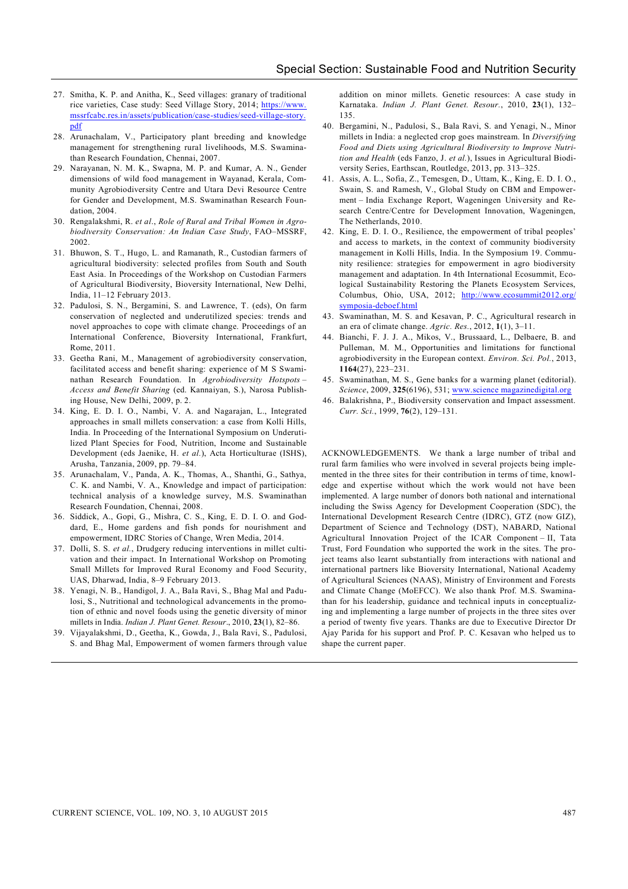27. Smitha, K. P. and Anitha, K., Seed villages: granary of traditional rice varieties, Case study: Seed Village Story, 2014; https://www.mssrfcabc.res.in/assets/publication/case-studies/seed-village-story.pdf
28. Arunachalam, V., Participatory plant breeding and knowledge management for strengthening rural livelihoods, M.S. Swaminathan Research Foundation, Chennai, 2007.
29. Narayanan, N. M. K., Swapna, M. P. and Kumar, A. N., Gender dimensions of wild food management in Wayanad, Kerala, Community Agrobiodiversity Centre and Utara Devi Resource Centre for Gender and Development, M.S. Swaminathan Research Foundation, 2004.
30. Rengalakshmi, R. *et al.*, *Role of Rural and Tribal Women in Agrobiodiversity Conservation: An Indian Case Study*, FAO–MSSRF, 2002.
31. Bhuwon, S. T., Hugo, L. and Ramanath, R., Custodian farmers of agricultural biodiversity: selected profiles from South and South East Asia. In Proceedings of the Workshop on Custodian Farmers of Agricultural Biodiversity, Bioversity International, New Delhi, India, 11–12 February 2013.
32. Padulosi, S. N., Bergamini, S. and Lawrence, T. (eds), On farm conservation of neglected and underutilized species: trends and novel approaches to cope with climate change. Proceedings of an International Conference, Bioversity International, Frankfurt, Rome, 2011.
33. Geetha Rani, M., Management of agrobiodiversity conservation, facilitated access and benefit sharing: experience of M S Swaminathan Research Foundation. In *Agrobiodiversity Hotspots – Access and Benefit Sharing* (ed. Kannaiyan, S.), Narosa Publishing House, New Delhi, 2009, p. 2.
34. King, E. D. I. O., Nambi, V. A. and Nagarajan, L., Integrated approaches in small millets conservation: a case from Kolli Hills, India. In Proceeding of the International Symposium on Underutilized Plant Species for Food, Nutrition, Income and Sustainable Development (eds Jaenike, H. *et al.*), Acta Horticulturae (ISHS), Arusha, Tanzania, 2009, pp. 79–84.
35. Arunachalam, V., Panda, A. K., Thomas, A., Shanthi, G., Sathya, C. K. and Nambi, V. A., Knowledge and impact of participation: technical analysis of a knowledge survey, M.S. Swaminathan Research Foundation, Chennai, 2008.
36. Siddick, A., Gopi, G., Mishra, C. S., King, E. D. I. O. and Goddard, E., Home gardens and fish ponds for nourishment and empowerment, IDRC Stories of Change, Wren Media, 2014.
37. Dolli, S. S. *et al.*, Drudgery reducing interventions in millet cultivation and their impact. In International Workshop on Promoting Small Millets for Improved Rural Economy and Food Security, UAS, Dharwad, India, 8–9 February 2013.
38. Yenagi, N. B., Handigol, J. A., Bala Ravi, S., Bhag Mal and Padulosi, S., Nutritional and technological advancements in the promotion of ethnic and novel foods using the genetic diversity of minor millets in India. *Indian J. Plant Genet. Resour*., 2010, **23**(1), 82–86.
39. Vijayalakshmi, D., Geetha, K., Gowda, J., Bala Ravi, S., Padulosi, S. and Bhag Mal, Empowerment of women farmers through value addition on minor millets. Genetic resources: A case study in Karnataka. *Indian J. Plant Genet. Resour.*, 2010, **23**(1), 132–135.
40. Bergamini, N., Padulosi, S., Bala Ravi, S. and Yenagi, N., Minor millets in India: a neglected crop goes mainstream. In *Diversifying Food and Diets using Agricultural Biodiversity to Improve Nutrition and Health* (eds Fanzo, J. *et al.*), Issues in Agricultural Biodiversity Series, Earthscan, Routledge, 2013, pp. 313–325.
41. Assis, A. L., Sofia, Z., Temesgen, D., Uttam, K., King, E. D. I. O., Swain, S. and Ramesh, V., Global Study on CBM and Empowerment – India Exchange Report, Wageningen University and Research Centre/Centre for Development Innovation, Wageningen, The Netherlands, 2010.
42. King, E. D. I. O., Resilience, the empowerment of tribal peoples' and access to markets, in the context of community biodiversity management in Kolli Hills, India. In the Symposium 19. Community resilience: strategies for empowerment in agro biodiversity management and adaptation. In 4th International Ecosummit, Ecological Sustainability Restoring the Planets Ecosystem Services, Columbus, Ohio, USA, 2012; http://www.ecosummit2012.org/symposia-deboef.html
43. Swaminathan, M. S. and Kesavan, P. C., Agricultural research in an era of climate change. *Agric. Res.*, 2012, **1**(1), 3–11.
44. Bianchi, F. J. J. A., Mikos, V., Brussaard, L., Delbaere, B. and Pulleman, M. M., Opportunities and limitations for functional agrobiodiversity in the European context. *Environ. Sci. Pol.*, 2013, **1164**(27), 223–231.
45. Swaminathan, M. S., Gene banks for a warming planet (editorial). *Science*, 2009, **325**(6196), 531; www.science magazinedigital.org
46. Balakrishna, P., Biodiversity conservation and Impact assessment. *Curr. Sci.*, 1999, **76**(2), 129–131.

ACKNOWLEDGEMENTS. We thank a large number of tribal and rural farm families who were involved in several projects being implemented in the three sites for their contribution in terms of time, knowledge and expertise without which the work would not have been implemented. A large number of donors both national and international including the Swiss Agency for Development Cooperation (SDC), the International Development Research Centre (IDRC), GTZ (now GIZ), Department of Science and Technology (DST), NABARD, National Agricultural Innovation Project of the ICAR Component – II, Tata Trust, Ford Foundation who supported the work in the sites. The project teams also learnt substantially from interactions with national and international partners like Bioversity International, National Academy of Agricultural Sciences (NAAS), Ministry of Environment and Forests and Climate Change (MoEFCC). We also thank Prof. M.S. Swaminathan for his leadership, guidance and technical inputs in conceptualizing and implementing a large number of projects in the three sites over a period of twenty five years. Thanks are due to Executive Director Dr Ajay Parida for his support and Prof. P. C. Kesavan who helped us to shape the current paper.